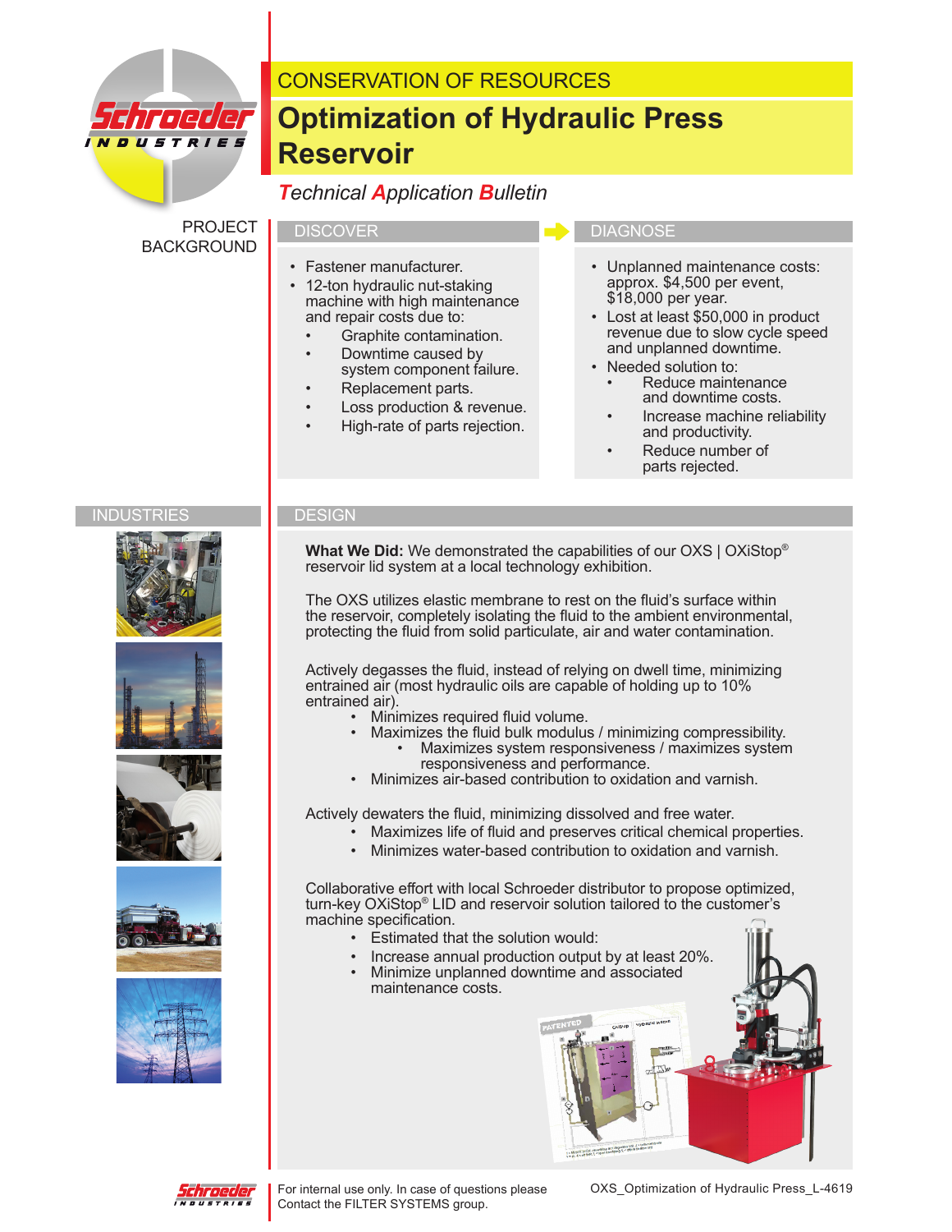CONSERVATION OF RESOURCES

# Optimization of Hydraulic Press Reservoir

*Technical Application Bulletin*

## PROJECT BACKGROUND

### DISCOVER

- Fastener manufacturer.
- 12-ton hydraulic nut-staking machine with high maintenance and repair costs due to:
  - Graphite contamination.
  - Downtime caused by system component failure.
  - Replacement parts.
  - Loss production & revenue.
  - High-rate of parts rejection.

### DIAGNOSE

- Unplanned maintenance costs: approx. $4,500 per event, $18,000 per year.
- Lost at least $50,000 in product revenue due to slow cycle speed and unplanned downtime.
- Needed solution to:
  - Reduce maintenance and downtime costs.
  - Increase machine reliability and productivity.
  - Reduce number of parts rejected.

## INDUSTRIES

## DESIGN

**What We Did:** We demonstrated the capabilities of our OXS | OXiStop® reservoir lid system at a local technology exhibition.

The OXS utilizes elastic membrane to rest on the fluid's surface within the reservoir, completely isolating the fluid to the ambient environmental, protecting the fluid from solid particulate, air and water contamination.

Actively degasses the fluid, instead of relying on dwell time, minimizing entrained air (most hydraulic oils are capable of holding up to 10% entrained air).

- Minimizes required fluid volume.
- Maximizes the fluid bulk modulus / minimizing compressibility.
  - Maximizes system responsiveness / maximizes system responsiveness and performance.
- Minimizes air-based contribution to oxidation and varnish.

Actively dewaters the fluid, minimizing dissolved and free water.

- Maximizes life of fluid and preserves critical chemical properties.
- Minimizes water-based contribution to oxidation and varnish.

Collaborative effort with local Schroeder distributor to propose optimized, turn-key OXiStop® LID and reservoir solution tailored to the customer's machine specification.

- Estimated that the solution would:
- Increase annual production output by at least 20%.
- Minimize unplanned downtime and associated maintenance costs.

For internal use only. In case of questions please Contact the FILTER SYSTEMS group.

OXS_Optimization of Hydraulic Press_L-4619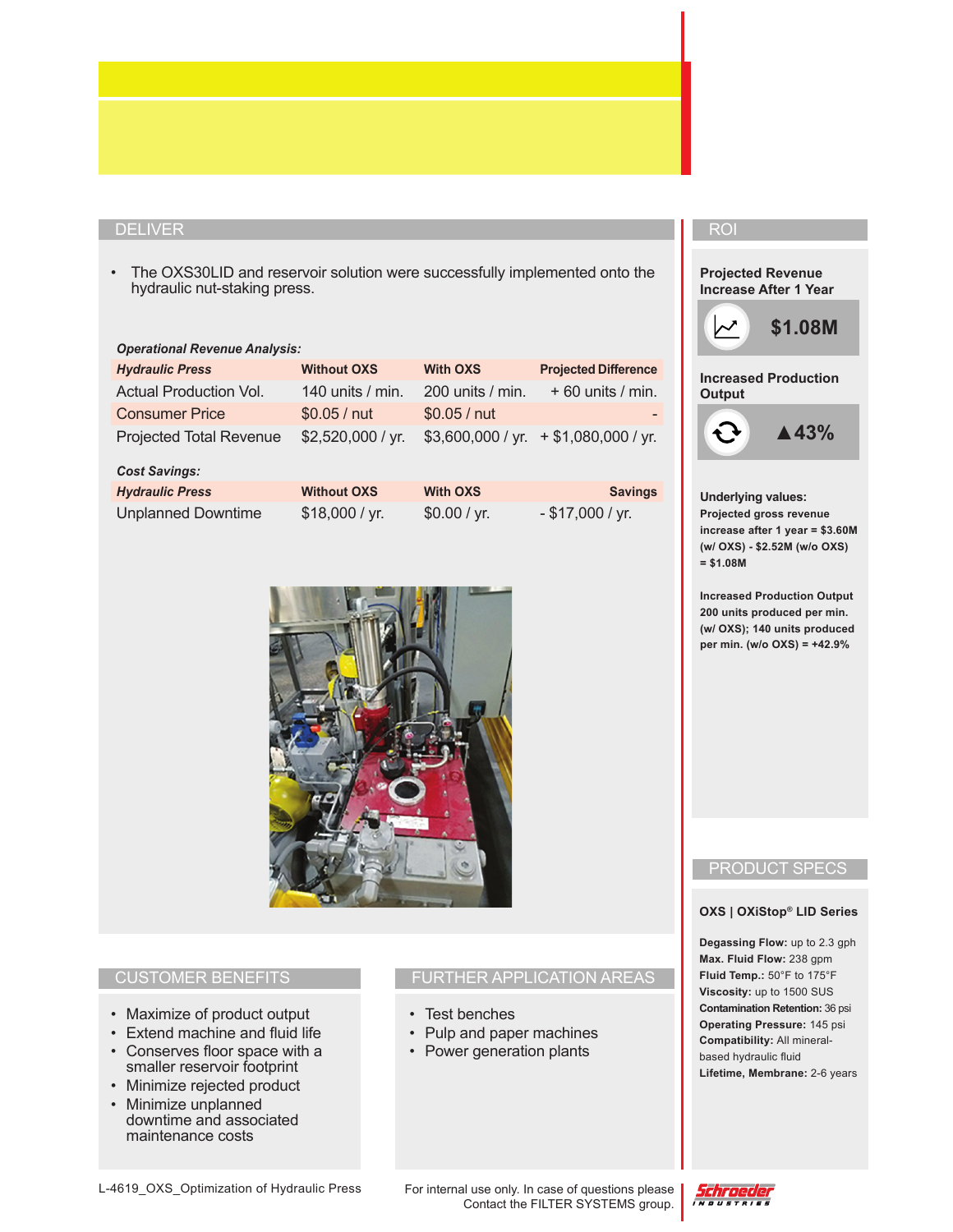## DELIVER

- The OXS30LID and reservoir solution were successfully implemented onto the hydraulic nut-staking press.

***Operational Revenue Analysis:***

| *Hydraulic Press* | Without OXS | With OXS | Projected Difference |
|---|---|---|---|
| Actual Production Vol. | 140 units / min. | 200 units / min. | + 60 units / min. |
| Consumer Price | $0.05 / nut | $0.05 / nut | - |
| Projected Total Revenue | $2,520,000 / yr. | $3,600,000 / yr. | + $1,080,000 / yr. |

***Cost Savings:***

| *Hydraulic Press* | Without OXS | With OXS | Savings |
|---|---|---|---|
| Unplanned Downtime | $18,000 / yr. | $0.00 / yr. | - $17,000 / yr. |

## ROI

**Projected Revenue Increase After 1 Year**

**$1.08M**

**Increased Production Output**

**▲43%**

**Underlying values:**

**Projected gross revenue increase after 1 year = $3.60M (w/ OXS) - $2.52M (w/o OXS) = $1.08M**

**Increased Production Output 200 units produced per min. (w/ OXS); 140 units produced per min. (w/o OXS) = +42.9%**

## CUSTOMER BENEFITS

- Maximize of product output
- Extend machine and fluid life
- Conserves floor space with a smaller reservoir footprint
- Minimize rejected product
- Minimize unplanned downtime and associated maintenance costs

## FURTHER APPLICATION AREAS

- Test benches
- Pulp and paper machines
- Power generation plants

## PRODUCT SPECS

**OXS | OXiStop® LID Series**

**Degassing Flow:** up to 2.3 gph
**Max. Fluid Flow:** 238 gpm
**Fluid Temp.:** 50°F to 175°F
**Viscosity:** up to 1500 SUS
**Contamination Retention:** 36 psi
**Operating Pressure:** 145 psi
**Compatibility:** All mineral-based hydraulic fluid
**Lifetime, Membrane:** 2-6 years

L-4619_OXS_Optimization of Hydraulic Press

For internal use only. In case of questions please Contact the FILTER SYSTEMS group.

Schroeder INDUSTRIES